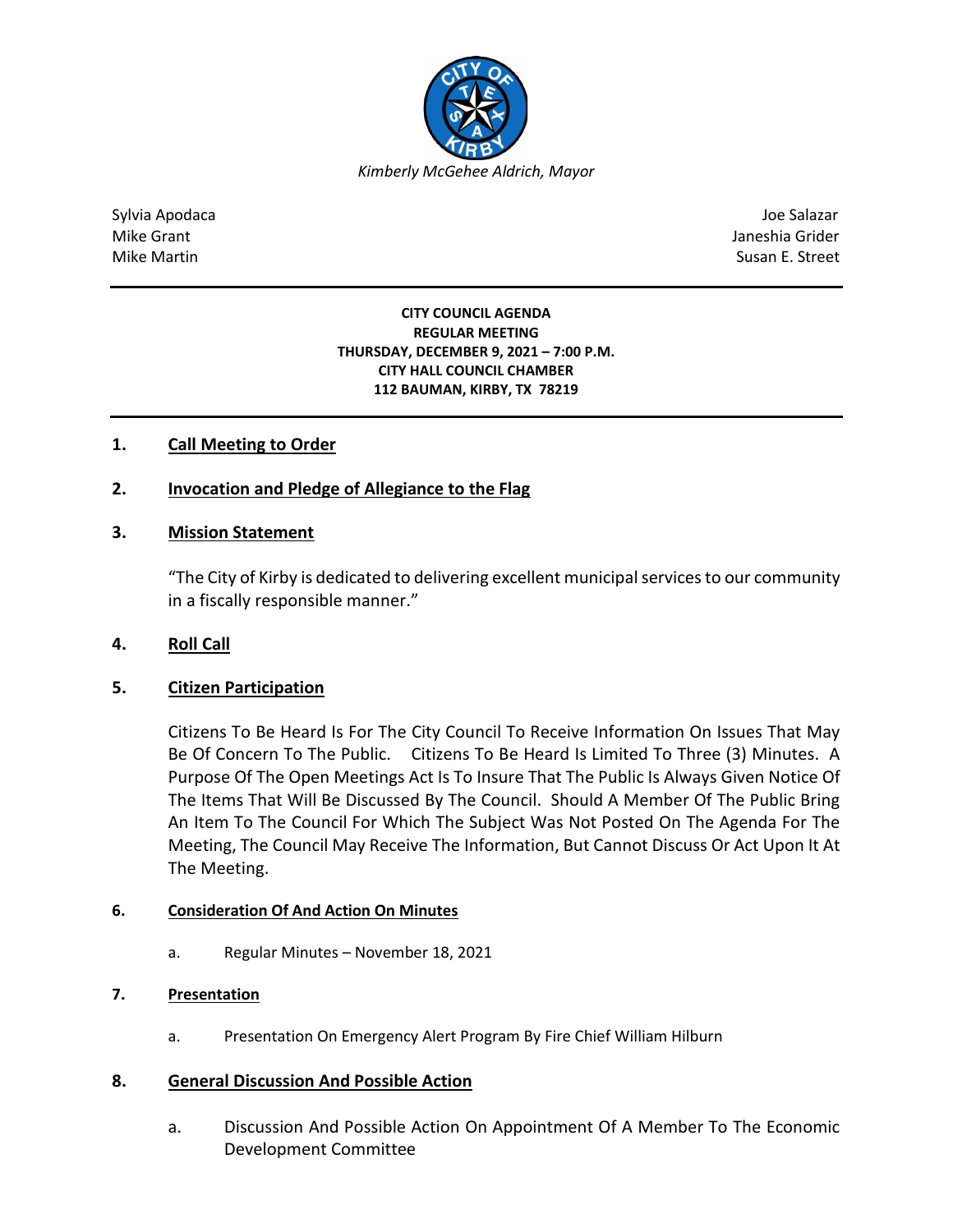*Kimberly McGehee Aldrich, Mayor*

Sylvia Apodaca
Mike Grant
Mike Martin

Joe Salazar
Janeshia Grider
Susan E. Street

---

**CITY COUNCIL AGENDA**
**REGULAR MEETING**
**THURSDAY, DECEMBER 9, 2021 – 7:00 P.M.**
**CITY HALL COUNCIL CHAMBER**
**112 BAUMAN, KIRBY, TX 78219**

---

**1. Call Meeting to Order**

**2. Invocation and Pledge of Allegiance to the Flag**

**3. Mission Statement**

"The City of Kirby is dedicated to delivering excellent municipal services to our community in a fiscally responsible manner."

**4. Roll Call**

**5. Citizen Participation**

Citizens To Be Heard Is For The City Council To Receive Information On Issues That May Be Of Concern To The Public. Citizens To Be Heard Is Limited To Three (3) Minutes. A Purpose Of The Open Meetings Act Is To Insure That The Public Is Always Given Notice Of The Items That Will Be Discussed By The Council. Should A Member Of The Public Bring An Item To The Council For Which The Subject Was Not Posted On The Agenda For The Meeting, The Council May Receive The Information, But Cannot Discuss Or Act Upon It At The Meeting.

**6. Consideration Of And Action On Minutes**

a. Regular Minutes – November 18, 2021

**7. Presentation**

a. Presentation On Emergency Alert Program By Fire Chief William Hilburn

**8. General Discussion And Possible Action**

a. Discussion And Possible Action On Appointment Of A Member To The Economic Development Committee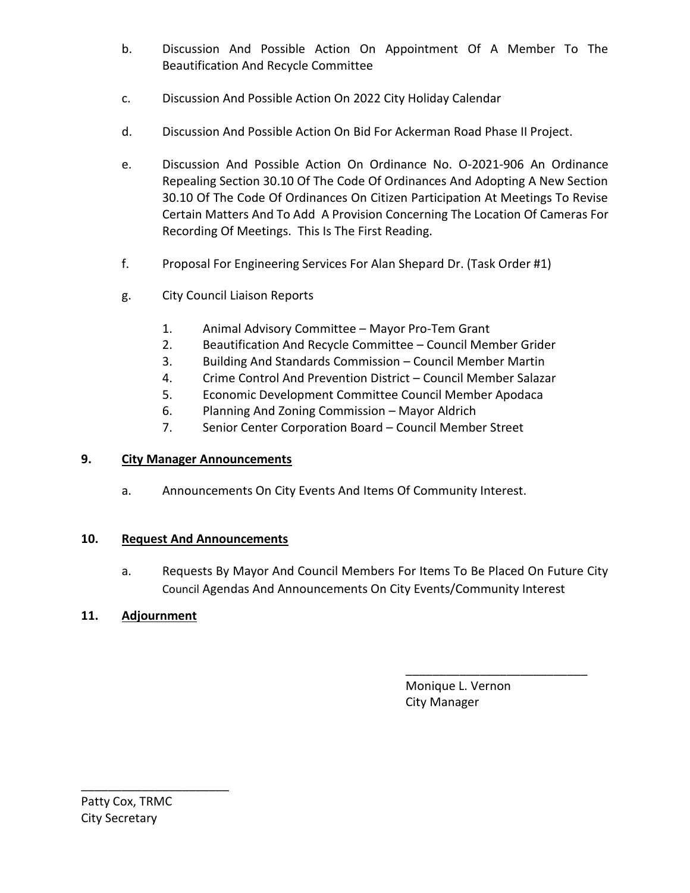b. Discussion And Possible Action On Appointment Of A Member To The Beautification And Recycle Committee

c. Discussion And Possible Action On 2022 City Holiday Calendar

d. Discussion And Possible Action On Bid For Ackerman Road Phase II Project.

e. Discussion And Possible Action On Ordinance No. O-2021-906 An Ordinance Repealing Section 30.10 Of The Code Of Ordinances And Adopting A New Section 30.10 Of The Code Of Ordinances On Citizen Participation At Meetings To Revise Certain Matters And To Add A Provision Concerning The Location Of Cameras For Recording Of Meetings. This Is The First Reading.

f. Proposal For Engineering Services For Alan Shepard Dr. (Task Order #1)

g. City Council Liaison Reports

1. Animal Advisory Committee – Mayor Pro-Tem Grant
2. Beautification And Recycle Committee – Council Member Grider
3. Building And Standards Commission – Council Member Martin
4. Crime Control And Prevention District – Council Member Salazar
5. Economic Development Committee Council Member Apodaca
6. Planning And Zoning Commission – Mayor Aldrich
7. Senior Center Corporation Board – Council Member Street

**9. <u>City Manager Announcements</u>**

a. Announcements On City Events And Items Of Community Interest.

**10. <u>Request And Announcements</u>**

a. Requests By Mayor And Council Members For Items To Be Placed On Future City Council Agendas And Announcements On City Events/Community Interest

**11. <u>Adjournment</u>**

\_\_\_\_\_\_\_\_\_\_\_\_\_\_\_\_\_\_\_\_\_\_\_\_\_\_\_\_
Monique L. Vernon
City Manager

\_\_\_\_\_\_\_\_\_\_\_\_\_\_\_\_\_\_\_\_\_\_\_
Patty Cox, TRMC
City Secretary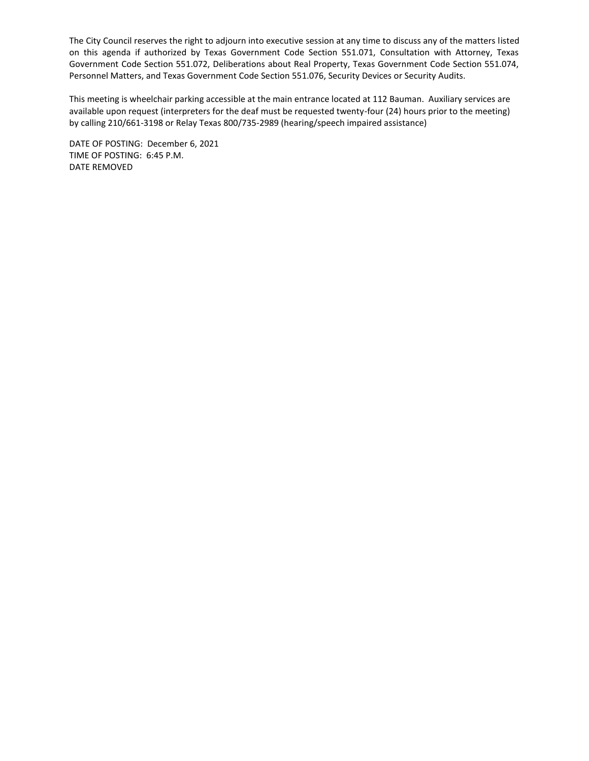The City Council reserves the right to adjourn into executive session at any time to discuss any of the matters listed on this agenda if authorized by Texas Government Code Section 551.071, Consultation with Attorney, Texas Government Code Section 551.072, Deliberations about Real Property, Texas Government Code Section 551.074, Personnel Matters, and Texas Government Code Section 551.076, Security Devices or Security Audits.

This meeting is wheelchair parking accessible at the main entrance located at 112 Bauman. Auxiliary services are available upon request (interpreters for the deaf must be requested twenty-four (24) hours prior to the meeting) by calling 210/661-3198 or Relay Texas 800/735-2989 (hearing/speech impaired assistance)

DATE OF POSTING: December 6, 2021
TIME OF POSTING: 6:45 P.M.
DATE REMOVED